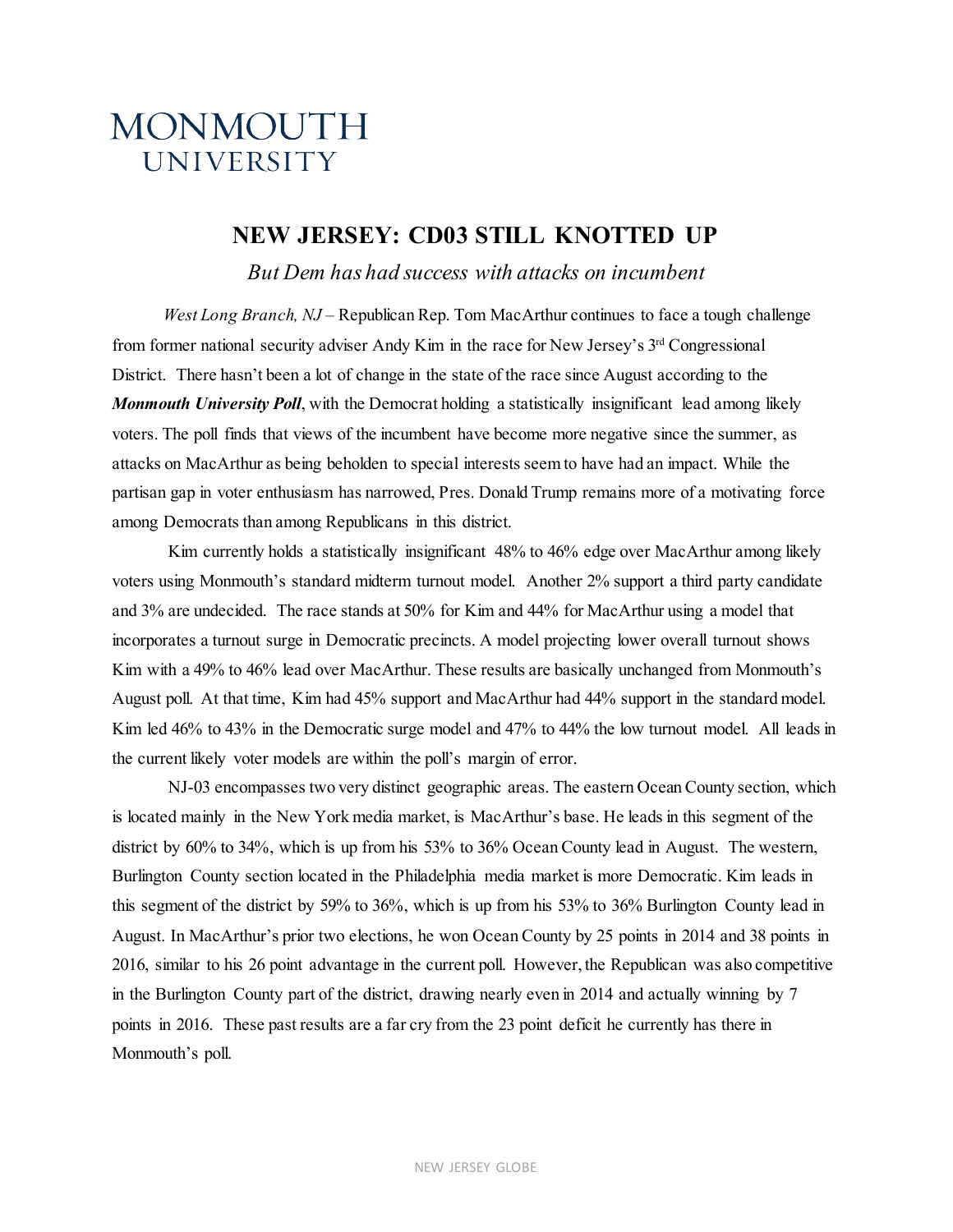# MONMOUTH UNIVERSITY

## NEW JERSEY: CD03 STILL KNOTTED UP

*But Dem has had success with attacks on incumbent*

*West Long Branch, NJ* – Republican Rep. Tom MacArthur continues to face a tough challenge from former national security adviser Andy Kim in the race for New Jersey's 3rd Congressional District. There hasn't been a lot of change in the state of the race since August according to the ***Monmouth University Poll***, with the Democrat holding a statistically insignificant lead among likely voters. The poll finds that views of the incumbent have become more negative since the summer, as attacks on MacArthur as being beholden to special interests seem to have had an impact. While the partisan gap in voter enthusiasm has narrowed, Pres. Donald Trump remains more of a motivating force among Democrats than among Republicans in this district.

Kim currently holds a statistically insignificant 48% to 46% edge over MacArthur among likely voters using Monmouth's standard midterm turnout model. Another 2% support a third party candidate and 3% are undecided. The race stands at 50% for Kim and 44% for MacArthur using a model that incorporates a turnout surge in Democratic precincts. A model projecting lower overall turnout shows Kim with a 49% to 46% lead over MacArthur. These results are basically unchanged from Monmouth's August poll. At that time, Kim had 45% support and MacArthur had 44% support in the standard model. Kim led 46% to 43% in the Democratic surge model and 47% to 44% the low turnout model. All leads in the current likely voter models are within the poll's margin of error.

NJ-03 encompasses two very distinct geographic areas. The eastern Ocean County section, which is located mainly in the New York media market, is MacArthur's base. He leads in this segment of the district by 60% to 34%, which is up from his 53% to 36% Ocean County lead in August. The western, Burlington County section located in the Philadelphia media market is more Democratic. Kim leads in this segment of the district by 59% to 36%, which is up from his 53% to 36% Burlington County lead in August. In MacArthur's prior two elections, he won Ocean County by 25 points in 2014 and 38 points in 2016, similar to his 26 point advantage in the current poll. However, the Republican was also competitive in the Burlington County part of the district, drawing nearly even in 2014 and actually winning by 7 points in 2016. These past results are a far cry from the 23 point deficit he currently has there in Monmouth's poll.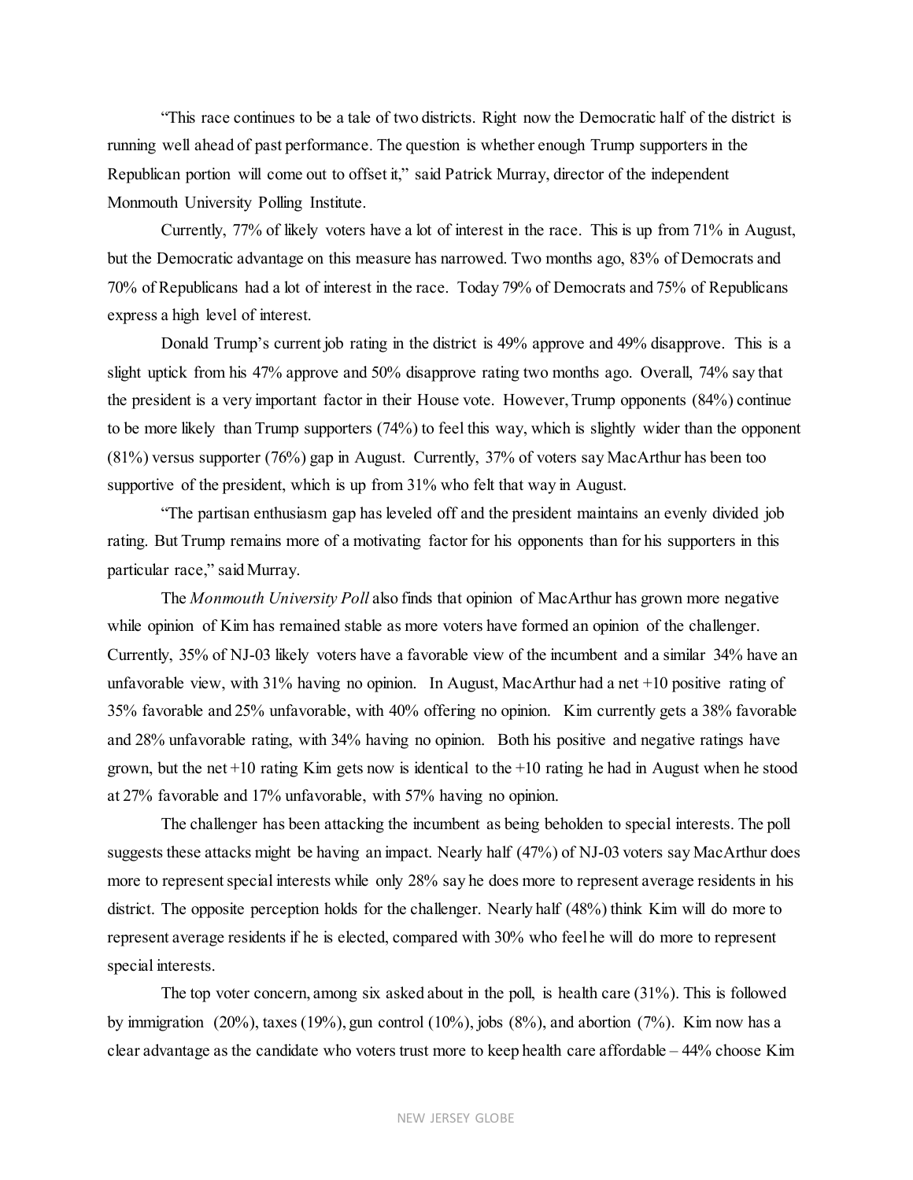"This race continues to be a tale of two districts. Right now the Democratic half of the district is running well ahead of past performance. The question is whether enough Trump supporters in the Republican portion will come out to offset it," said Patrick Murray, director of the independent Monmouth University Polling Institute.

Currently, 77% of likely voters have a lot of interest in the race. This is up from 71% in August, but the Democratic advantage on this measure has narrowed. Two months ago, 83% of Democrats and 70% of Republicans had a lot of interest in the race. Today 79% of Democrats and 75% of Republicans express a high level of interest.

Donald Trump's current job rating in the district is 49% approve and 49% disapprove. This is a slight uptick from his 47% approve and 50% disapprove rating two months ago. Overall, 74% say that the president is a very important factor in their House vote. However, Trump opponents (84%) continue to be more likely than Trump supporters (74%) to feel this way, which is slightly wider than the opponent (81%) versus supporter (76%) gap in August. Currently, 37% of voters say MacArthur has been too supportive of the president, which is up from 31% who felt that way in August.

"The partisan enthusiasm gap has leveled off and the president maintains an evenly divided job rating. But Trump remains more of a motivating factor for his opponents than for his supporters in this particular race," said Murray.

The *Monmouth University Poll* also finds that opinion of MacArthur has grown more negative while opinion of Kim has remained stable as more voters have formed an opinion of the challenger. Currently, 35% of NJ-03 likely voters have a favorable view of the incumbent and a similar 34% have an unfavorable view, with 31% having no opinion. In August, MacArthur had a net +10 positive rating of 35% favorable and 25% unfavorable, with 40% offering no opinion. Kim currently gets a 38% favorable and 28% unfavorable rating, with 34% having no opinion. Both his positive and negative ratings have grown, but the net +10 rating Kim gets now is identical to the +10 rating he had in August when he stood at 27% favorable and 17% unfavorable, with 57% having no opinion.

The challenger has been attacking the incumbent as being beholden to special interests. The poll suggests these attacks might be having an impact. Nearly half (47%) of NJ-03 voters say MacArthur does more to represent special interests while only 28% say he does more to represent average residents in his district. The opposite perception holds for the challenger. Nearly half (48%) think Kim will do more to represent average residents if he is elected, compared with 30% who feel he will do more to represent special interests.

The top voter concern, among six asked about in the poll, is health care (31%). This is followed by immigration (20%), taxes (19%), gun control (10%), jobs (8%), and abortion (7%). Kim now has a clear advantage as the candidate who voters trust more to keep health care affordable – 44% choose Kim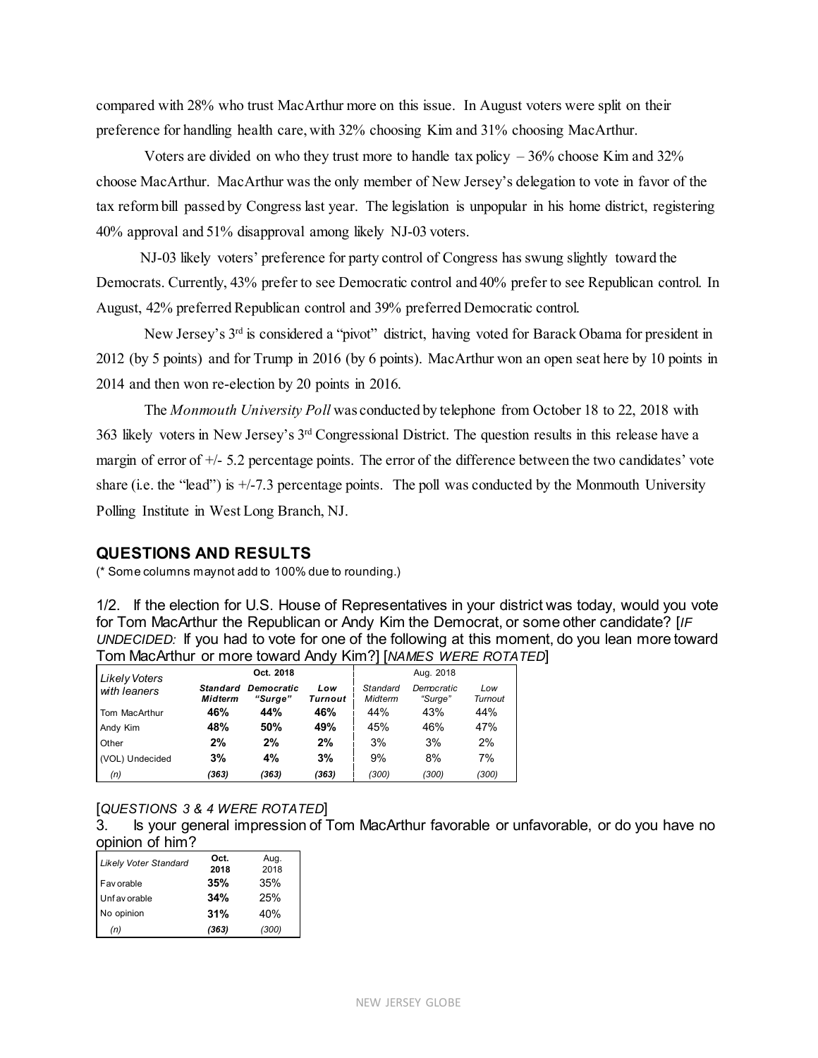compared with 28% who trust MacArthur more on this issue. In August voters were split on their preference for handling health care, with 32% choosing Kim and 31% choosing MacArthur.

Voters are divided on who they trust more to handle tax policy – 36% choose Kim and 32% choose MacArthur. MacArthur was the only member of New Jersey's delegation to vote in favor of the tax reform bill passed by Congress last year. The legislation is unpopular in his home district, registering 40% approval and 51% disapproval among likely NJ-03 voters.

NJ-03 likely voters' preference for party control of Congress has swung slightly toward the Democrats. Currently, 43% prefer to see Democratic control and 40% prefer to see Republican control. In August, 42% preferred Republican control and 39% preferred Democratic control.

New Jersey's 3rd is considered a "pivot" district, having voted for Barack Obama for president in 2012 (by 5 points) and for Trump in 2016 (by 6 points). MacArthur won an open seat here by 10 points in 2014 and then won re-election by 20 points in 2016.

The *Monmouth University Poll* was conducted by telephone from October 18 to 22, 2018 with 363 likely voters in New Jersey's 3rd Congressional District. The question results in this release have a margin of error of +/- 5.2 percentage points. The error of the difference between the two candidates' vote share (i.e. the "lead") is +/-7.3 percentage points. The poll was conducted by the Monmouth University Polling Institute in West Long Branch, NJ.

## QUESTIONS AND RESULTS

(* Some columns may not add to 100% due to rounding.)

1/2. If the election for U.S. House of Representatives in your district was today, would you vote for Tom MacArthur the Republican or Andy Kim the Democrat, or some other candidate? [*IF UNDECIDED:* If you had to vote for one of the following at this moment, do you lean more toward Tom MacArthur or more toward Andy Kim?] [*NAMES WERE ROTATED*]

| *Likely Voters with leaners* | **Oct. 2018** | | | Aug. 2018 | | |
|---|---|---|---|---|---|---|
| | ***Standard Midterm*** | ***Democratic "Surge"*** | ***Low Turnout*** | *Standard Midterm* | *Democratic "Surge"* | *Low Turnout* |
| Tom MacArthur | **46%** | **44%** | **46%** | 44% | 43% | 44% |
| Andy Kim | **48%** | **50%** | **49%** | 45% | 46% | 47% |
| Other | **2%** | **2%** | **2%** | 3% | 3% | 2% |
| (VOL) Undecided | **3%** | **4%** | **3%** | 9% | 8% | 7% |
| *(n)* | ***(363)*** | ***(363)*** | ***(363)*** | *(300)* | *(300)* | *(300)* |

[*QUESTIONS 3 & 4 WERE ROTATED*]

3. Is your general impression of Tom MacArthur favorable or unfavorable, or do you have no opinion of him?

| *Likely Voter Standard* | **Oct. 2018** | Aug. 2018 |
|---|---|---|
| Favorable | **35%** | 35% |
| Unfavorable | **34%** | 25% |
| No opinion | **31%** | 40% |
| *(n)* | ***(363)*** | *(300)* |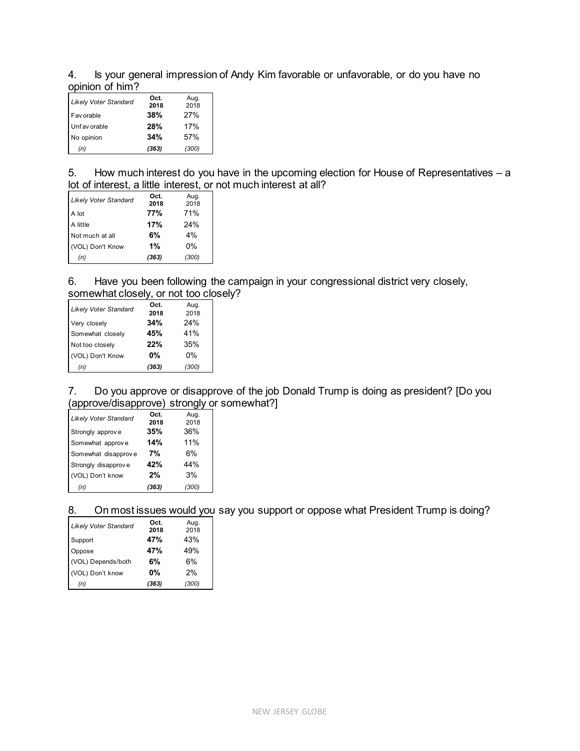4. Is your general impression of Andy Kim favorable or unfavorable, or do you have no opinion of him?

| *Likely Voter Standard* | **Oct. 2018** | Aug. 2018 |
|---|---|---|
| Favorable | **38%** | 27% |
| Unfavorable | **28%** | 17% |
| No opinion | **34%** | 57% |
| *(n)* | ***(363)*** | *(300)* |

5. How much interest do you have in the upcoming election for House of Representatives – a lot of interest, a little interest, or not much interest at all?

| *Likely Voter Standard* | **Oct. 2018** | Aug. 2018 |
|---|---|---|
| A lot | **77%** | 71% |
| A little | **17%** | 24% |
| Not much at all | **6%** | 4% |
| (VOL) Don't Know | **1%** | 0% |
| *(n)* | ***(363)*** | *(300)* |

6. Have you been following the campaign in your congressional district very closely, somewhat closely, or not too closely?

| *Likely Voter Standard* | **Oct. 2018** | Aug. 2018 |
|---|---|---|
| Very closely | **34%** | 24% |
| Somewhat closely | **45%** | 41% |
| Not too closely | **22%** | 35% |
| (VOL) Don't Know | **0%** | 0% |
| *(n)* | ***(363)*** | *(300)* |

7. Do you approve or disapprove of the job Donald Trump is doing as president? [Do you (approve/disapprove) strongly or somewhat?]

| *Likely Voter Standard* | **Oct. 2018** | Aug. 2018 |
|---|---|---|
| Strongly approve | **35%** | 36% |
| Somewhat approve | **14%** | 11% |
| Somewhat disapprove | **7%** | 6% |
| Strongly disapprove | **42%** | 44% |
| (VOL) Don't know | **2%** | 3% |
| *(n)* | ***(363)*** | *(300)* |

8. On most issues would you say you support or oppose what President Trump is doing?

| *Likely Voter Standard* | **Oct. 2018** | Aug. 2018 |
|---|---|---|
| Support | **47%** | 43% |
| Oppose | **47%** | 49% |
| (VOL) Depends/both | **6%** | 6% |
| (VOL) Don't know | **0%** | 2% |
| *(n)* | ***(363)*** | *(300)* |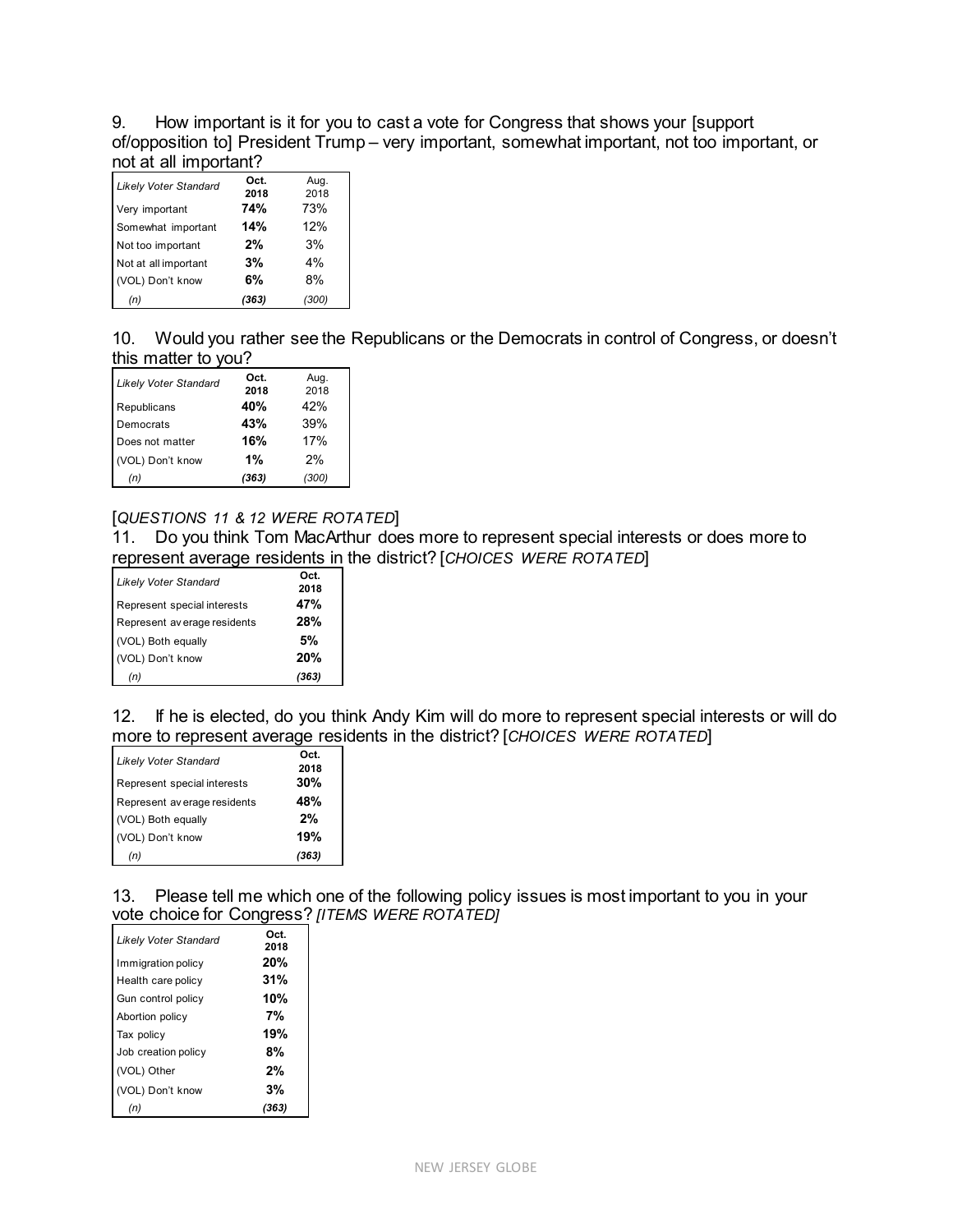9. How important is it for you to cast a vote for Congress that shows your [support of/opposition to] President Trump – very important, somewhat important, not too important, or not at all important?

| *Likely Voter Standard* | **Oct. 2018** | Aug. 2018 |
|---|---|---|
| Very important | **74%** | 73% |
| Somewhat important | **14%** | 12% |
| Not too important | **2%** | 3% |
| Not at all important | **3%** | 4% |
| (VOL) Don't know | **6%** | 8% |
| *(n)* | ***(363)*** | *(300)* |

10. Would you rather see the Republicans or the Democrats in control of Congress, or doesn't this matter to you?

| *Likely Voter Standard* | **Oct. 2018** | Aug. 2018 |
|---|---|---|
| Republicans | **40%** | 42% |
| Democrats | **43%** | 39% |
| Does not matter | **16%** | 17% |
| (VOL) Don't know | **1%** | 2% |
| *(n)* | ***(363)*** | *(300)* |

[*QUESTIONS 11 & 12 WERE ROTATED*]

11. Do you think Tom MacArthur does more to represent special interests or does more to represent average residents in the district? [*CHOICES WERE ROTATED*]

| *Likely Voter Standard* | **Oct. 2018** |
|---|---|
| Represent special interests | **47%** |
| Represent average residents | **28%** |
| (VOL) Both equally | **5%** |
| (VOL) Don't know | **20%** |
| *(n)* | ***(363)*** |

12. If he is elected, do you think Andy Kim will do more to represent special interests or will do more to represent average residents in the district? [*CHOICES WERE ROTATED*]

| *Likely Voter Standard* | **Oct. 2018** |
|---|---|
| Represent special interests | **30%** |
| Represent average residents | **48%** |
| (VOL) Both equally | **2%** |
| (VOL) Don't know | **19%** |
| *(n)* | ***(363)*** |

13. Please tell me which one of the following policy issues is most important to you in your vote choice for Congress? *[ITEMS WERE ROTATED]*

| *Likely Voter Standard* | **Oct. 2018** |
|---|---|
| Immigration policy | **20%** |
| Health care policy | **31%** |
| Gun control policy | **10%** |
| Abortion policy | **7%** |
| Tax policy | **19%** |
| Job creation policy | **8%** |
| (VOL) Other | **2%** |
| (VOL) Don't know | **3%** |
| *(n)* | ***(363)*** |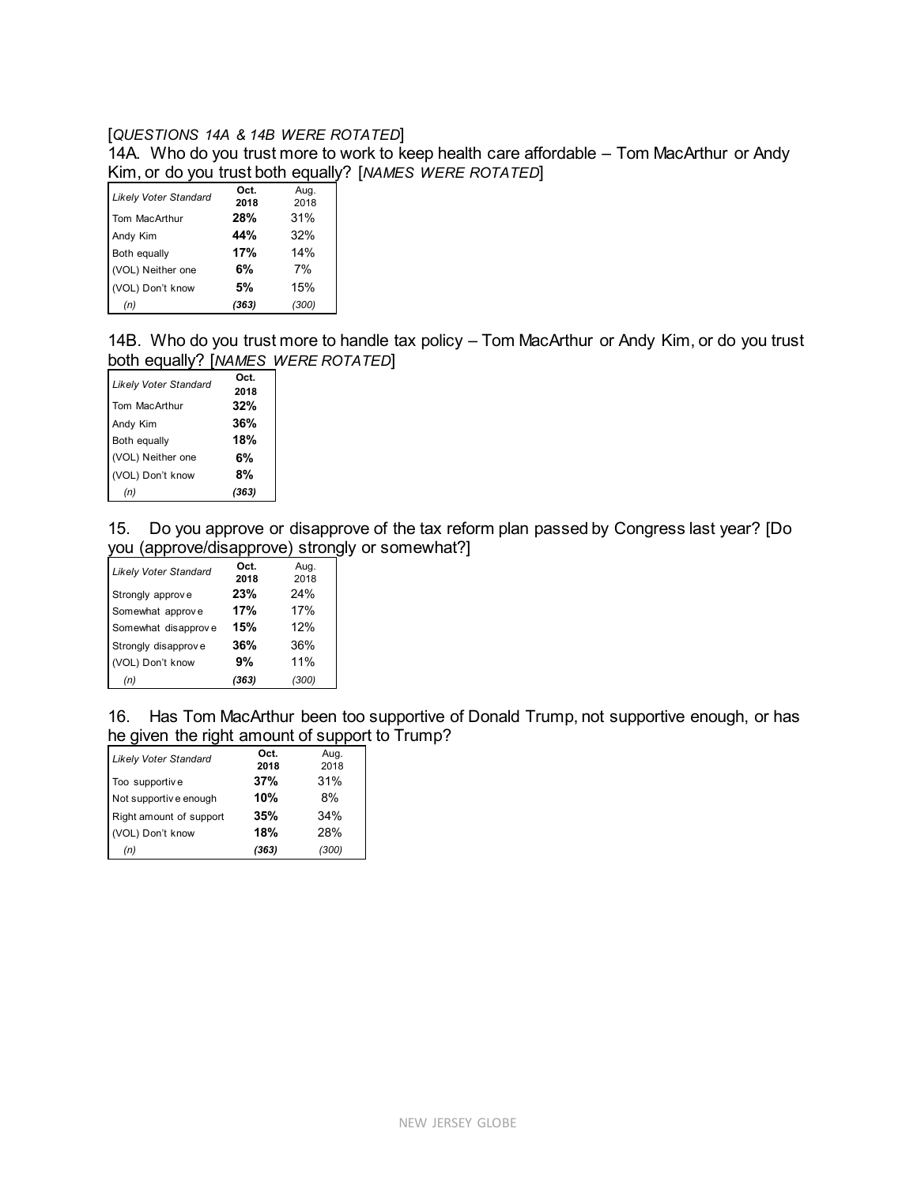[*QUESTIONS 14A & 14B WERE ROTATED*]

14A. Who do you trust more to work to keep health care affordable – Tom MacArthur or Andy Kim, or do you trust both equally? [*NAMES WERE ROTATED*]

| *Likely Voter Standard* | **Oct. 2018** | Aug. 2018 |
|---|---|---|
| Tom MacArthur | **28%** | 31% |
| Andy Kim | **44%** | 32% |
| Both equally | **17%** | 14% |
| (VOL) Neither one | **6%** | 7% |
| (VOL) Don't know | **5%** | 15% |
| *(n)* | ***(363)*** | *(300)* |

14B. Who do you trust more to handle tax policy – Tom MacArthur or Andy Kim, or do you trust both equally? [*NAMES WERE ROTATED*]

| *Likely Voter Standard* | **Oct. 2018** |
|---|---|
| Tom MacArthur | **32%** |
| Andy Kim | **36%** |
| Both equally | **18%** |
| (VOL) Neither one | **6%** |
| (VOL) Don't know | **8%** |
| *(n)* | ***(363)*** |

15. Do you approve or disapprove of the tax reform plan passed by Congress last year? [Do you (approve/disapprove) strongly or somewhat?]

| *Likely Voter Standard* | **Oct. 2018** | Aug. 2018 |
|---|---|---|
| Strongly approve | **23%** | 24% |
| Somewhat approve | **17%** | 17% |
| Somewhat disapprove | **15%** | 12% |
| Strongly disapprove | **36%** | 36% |
| (VOL) Don't know | **9%** | 11% |
| *(n)* | ***(363)*** | *(300)* |

16. Has Tom MacArthur been too supportive of Donald Trump, not supportive enough, or has he given the right amount of support to Trump?

| *Likely Voter Standard* | **Oct. 2018** | Aug. 2018 |
|---|---|---|
| Too supportive | **37%** | 31% |
| Not supportive enough | **10%** | 8% |
| Right amount of support | **35%** | 34% |
| (VOL) Don't know | **18%** | 28% |
| *(n)* | ***(363)*** | *(300)* |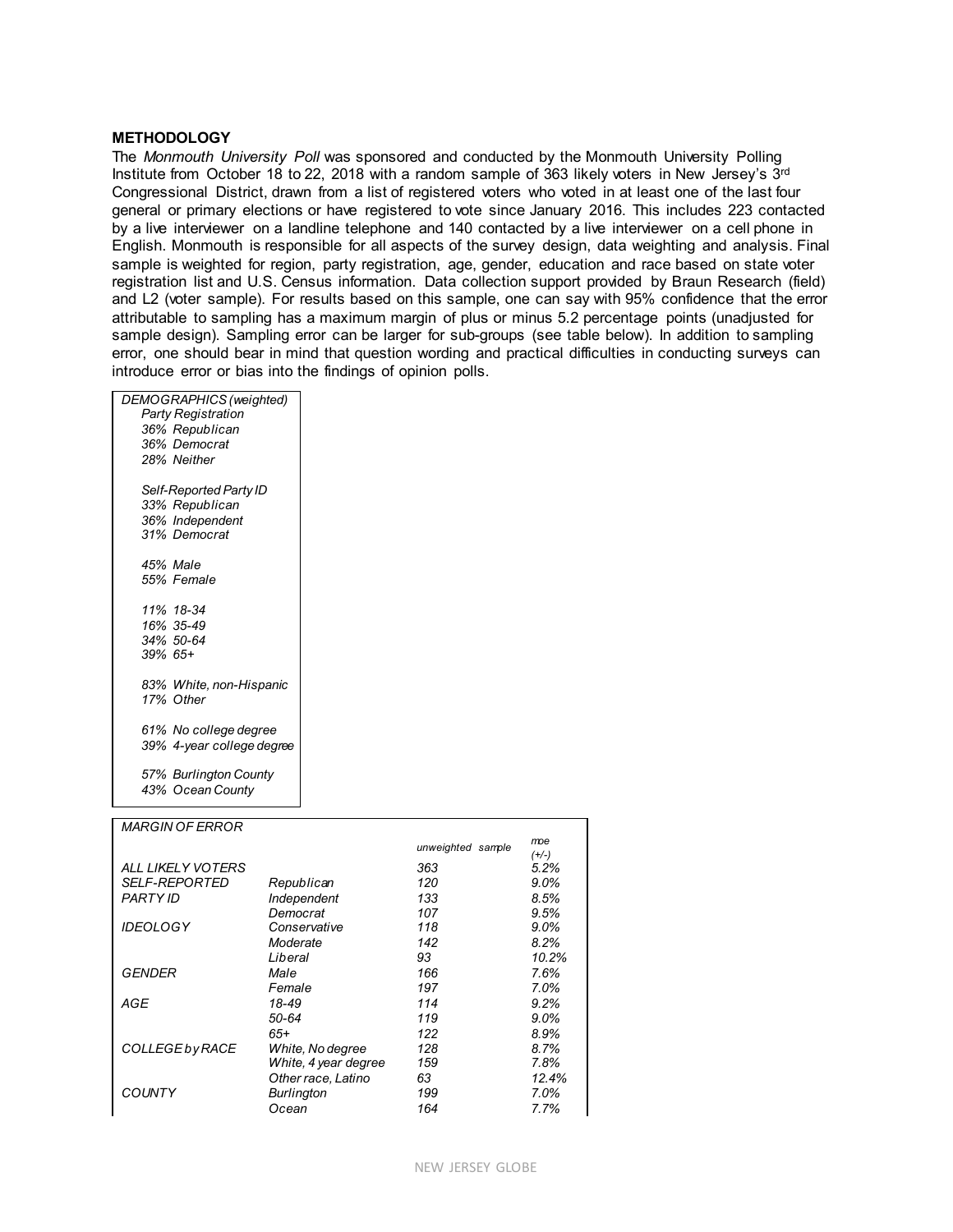**METHODOLOGY**

The *Monmouth University Poll* was sponsored and conducted by the Monmouth University Polling Institute from October 18 to 22, 2018 with a random sample of 363 likely voters in New Jersey's 3rd Congressional District, drawn from a list of registered voters who voted in at least one of the last four general or primary elections or have registered to vote since January 2016. This includes 223 contacted by a live interviewer on a landline telephone and 140 contacted by a live interviewer on a cell phone in English. Monmouth is responsible for all aspects of the survey design, data weighting and analysis. Final sample is weighted for region, party registration, age, gender, education and race based on state voter registration list and U.S. Census information. Data collection support provided by Braun Research (field) and L2 (voter sample). For results based on this sample, one can say with 95% confidence that the error attributable to sampling has a maximum margin of plus or minus 5.2 percentage points (unadjusted for sample design). Sampling error can be larger for sub-groups (see table below). In addition to sampling error, one should bear in mind that question wording and practical difficulties in conducting surveys can introduce error or bias into the findings of opinion polls.

| *DEMOGRAPHICS (weighted)* |
|---|
| *Party Registration* |
| *36% Republican* |
| *36% Democrat* |
| *28% Neither* |
| |
| *Self-Reported Party ID* |
| *33% Republican* |
| *36% Independent* |
| *31% Democrat* |
| |
| *45% Male* |
| *55% Female* |
| |
| *11% 18-34* |
| *16% 35-49* |
| *34% 50-64* |
| *39% 65+* |
| |
| *83% White, non-Hispanic* |
| *17% Other* |
| |
| *61% No college degree* |
| *39% 4-year college degree* |
| |
| *57% Burlington County* |
| *43% Ocean County* |

| *MARGIN OF ERROR* | | *unweighted sample* | *moe (+/-)* |
|---|---|---|---|
| *ALL LIKELY VOTERS* | | *363* | *5.2%* |
| *SELF-REPORTED PARTY ID* | *Republican* | *120* | *9.0%* |
| | *Independent* | *133* | *8.5%* |
| | *Democrat* | *107* | *9.5%* |
| *IDEOLOGY* | *Conservative* | *118* | *9.0%* |
| | *Moderate* | *142* | *8.2%* |
| | *Liberal* | *93* | *10.2%* |
| *GENDER* | *Male* | *166* | *7.6%* |
| | *Female* | *197* | *7.0%* |
| *AGE* | *18-49* | *114* | *9.2%* |
| | *50-64* | *119* | *9.0%* |
| | *65+* | *122* | *8.9%* |
| *COLLEGE by RACE* | *White, No degree* | *128* | *8.7%* |
| | *White, 4 year degree* | *159* | *7.8%* |
| | *Other race, Latino* | *63* | *12.4%* |
| *COUNTY* | *Burlington* | *199* | *7.0%* |
| | *Ocean* | *164* | *7.7%* |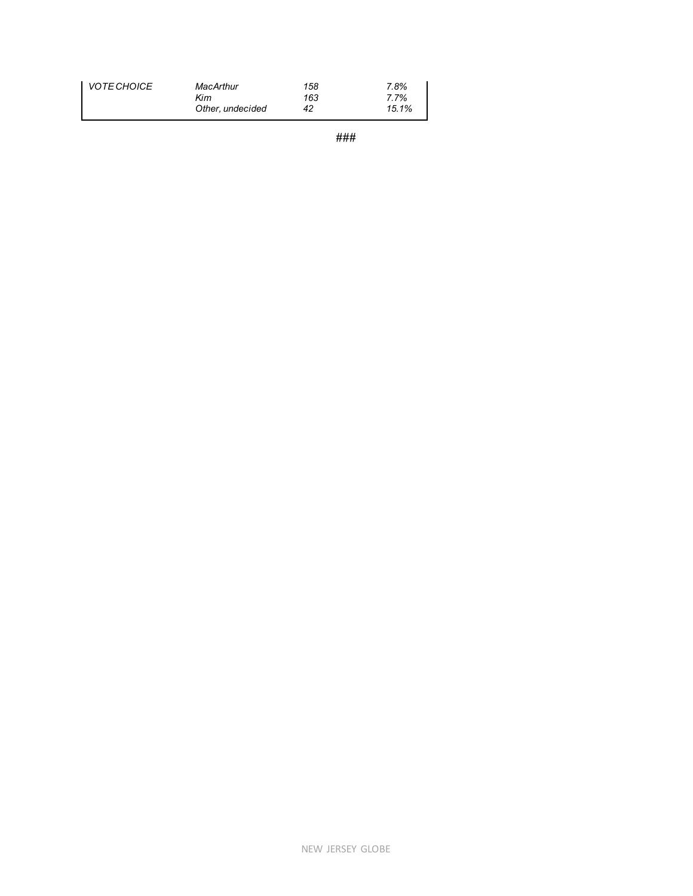| | | | |
|---|---|---|---|
| *VOTE CHOICE* | *MacArthur* | *158* | *7.8%* |
| | *Kim* | *163* | *7.7%* |
| | *Other, undecided* | *42* | *15.1%* |

###